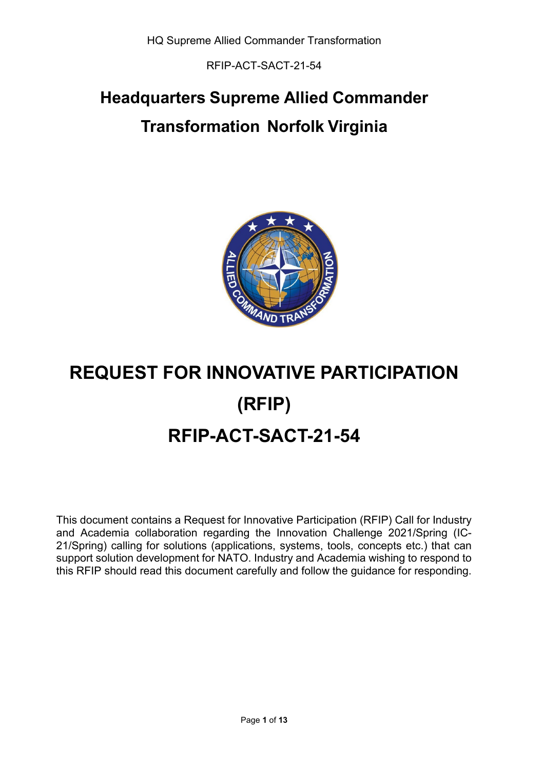# Headquarters Supreme Allied Commander Transformation Norfolk Virginia

# REQUEST FOR INNOVATIVE PARTICIPATION (RFIP)

# RFIP-ACT-SACT-21-54

This document contains a Request for Innovative Participation (RFIP) Call for Industry and Academia collaboration regarding the Innovation Challenge 2021/Spring (IC-21/Spring) calling for solutions (applications, systems, tools, concepts etc.) that can support solution development for NATO. Industry and Academia wishing to respond to this RFIP should read this document carefully and follow the guidance for responding.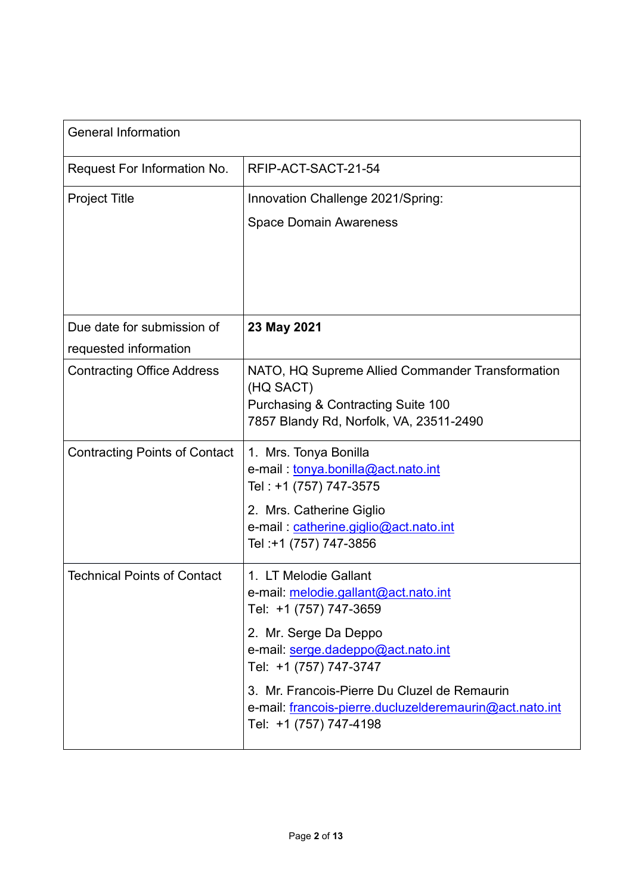| General Information | |
|---|---|
| Request For Information No. | RFIP-ACT-SACT-21-54 |
| Project Title | Innovation Challenge 2021/Spring:<br>Space Domain Awareness |
| Due date for submission of requested information | **23 May 2021** |
| Contracting Office Address | NATO, HQ Supreme Allied Commander Transformation (HQ SACT)<br>Purchasing & Contracting Suite 100<br>7857 Blandy Rd, Norfolk, VA, 23511-2490 |
| Contracting Points of Contact | 1. Mrs. Tonya Bonilla<br>e-mail : tonya.bonilla@act.nato.int<br>Tel : +1 (757) 747-3575<br>2. Mrs. Catherine Giglio<br>e-mail : catherine.giglio@act.nato.int<br>Tel :+1 (757) 747-3856 |
| Technical Points of Contact | 1. LT Melodie Gallant<br>e-mail: melodie.gallant@act.nato.int<br>Tel: +1 (757) 747-3659<br>2. Mr. Serge Da Deppo<br>e-mail: serge.dadeppo@act.nato.int<br>Tel: +1 (757) 747-3747<br>3. Mr. Francois-Pierre Du Cluzel de Remaurin<br>e-mail: francois-pierre.ducluzelderemaurin@act.nato.int<br>Tel: +1 (757) 747-4198 |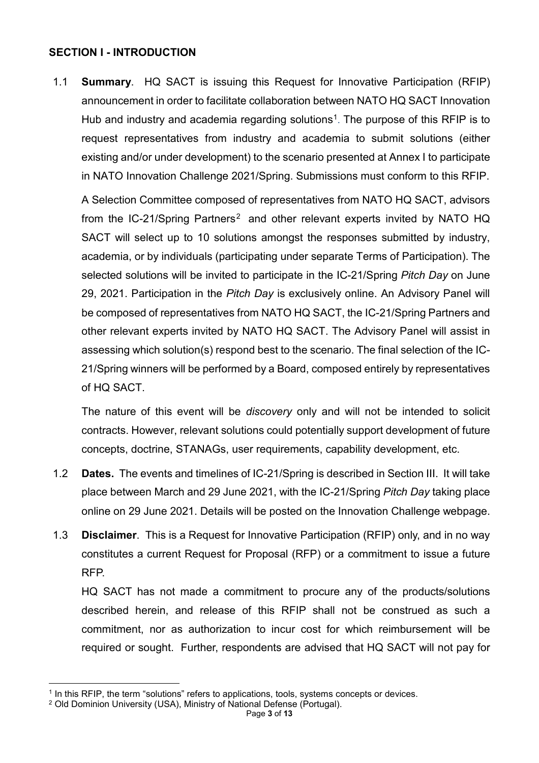## SECTION I - INTRODUCTION

1.1 **Summary**. HQ SACT is issuing this Request for Innovative Participation (RFIP) announcement in order to facilitate collaboration between NATO HQ SACT Innovation Hub and industry and academia regarding solutions[1]. The purpose of this RFIP is to request representatives from industry and academia to submit solutions (either existing and/or under development) to the scenario presented at Annex I to participate in NATO Innovation Challenge 2021/Spring. Submissions must conform to this RFIP.

A Selection Committee composed of representatives from NATO HQ SACT, advisors from the IC-21/Spring Partners[2] and other relevant experts invited by NATO HQ SACT will select up to 10 solutions amongst the responses submitted by industry, academia, or by individuals (participating under separate Terms of Participation). The selected solutions will be invited to participate in the IC-21/Spring *Pitch Day* on June 29, 2021. Participation in the *Pitch Day* is exclusively online. An Advisory Panel will be composed of representatives from NATO HQ SACT, the IC-21/Spring Partners and other relevant experts invited by NATO HQ SACT. The Advisory Panel will assist in assessing which solution(s) respond best to the scenario. The final selection of the IC-21/Spring winners will be performed by a Board, composed entirely by representatives of HQ SACT.

The nature of this event will be *discovery* only and will not be intended to solicit contracts. However, relevant solutions could potentially support development of future concepts, doctrine, STANAGs, user requirements, capability development, etc.

1.2 **Dates.** The events and timelines of IC-21/Spring is described in Section III. It will take place between March and 29 June 2021, with the IC-21/Spring *Pitch Day* taking place online on 29 June 2021. Details will be posted on the Innovation Challenge webpage.

1.3 **Disclaimer**. This is a Request for Innovative Participation (RFIP) only, and in no way constitutes a current Request for Proposal (RFP) or a commitment to issue a future RFP.

HQ SACT has not made a commitment to procure any of the products/solutions described herein, and release of this RFIP shall not be construed as such a commitment, nor as authorization to incur cost for which reimbursement will be required or sought. Further, respondents are advised that HQ SACT will not pay for

---

[1] In this RFIP, the term "solutions" refers to applications, tools, systems concepts or devices.

[2] Old Dominion University (USA), Ministry of National Defense (Portugal).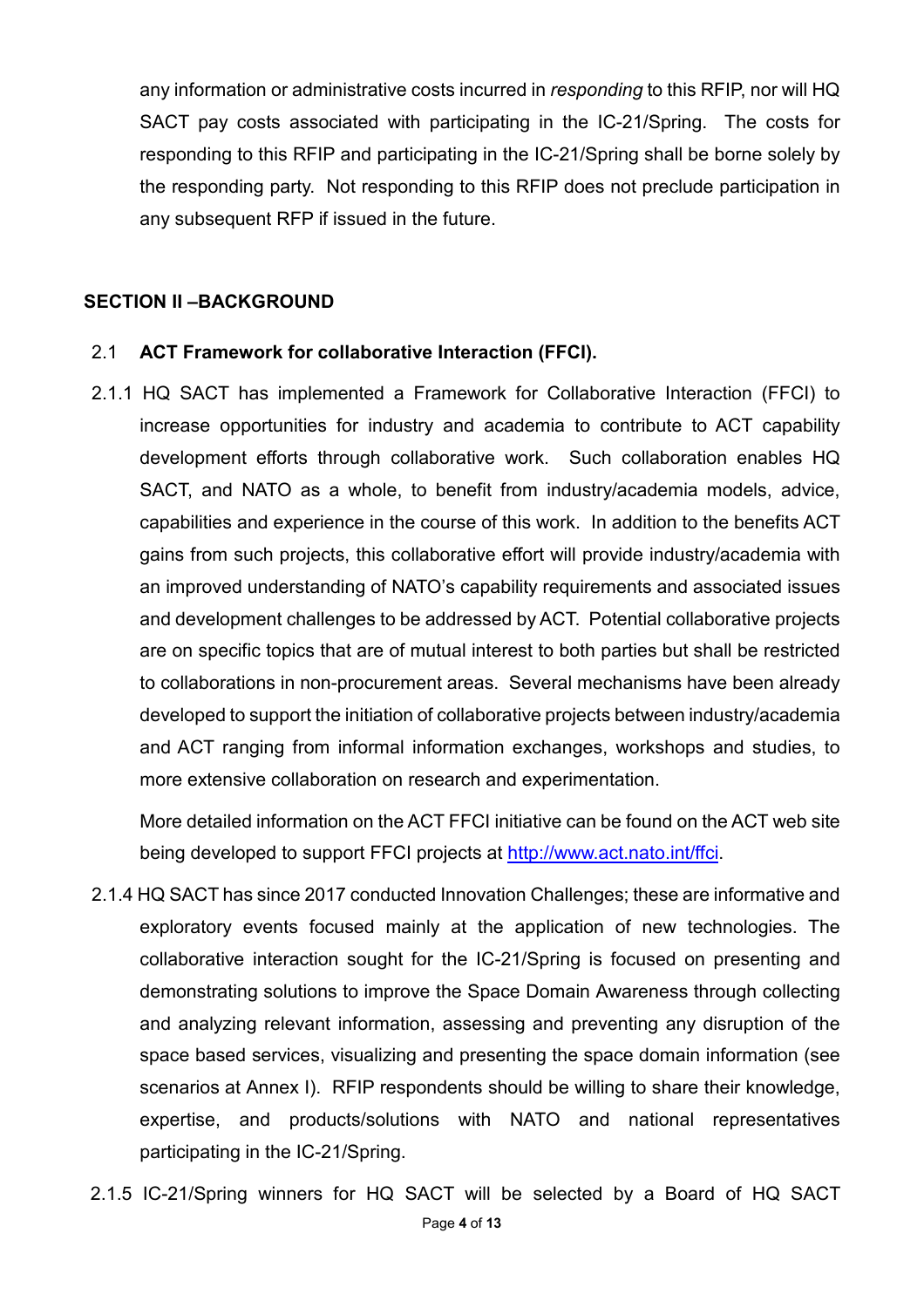any information or administrative costs incurred in *responding* to this RFIP, nor will HQ SACT pay costs associated with participating in the IC-21/Spring. The costs for responding to this RFIP and participating in the IC-21/Spring shall be borne solely by the responding party. Not responding to this RFIP does not preclude participation in any subsequent RFP if issued in the future.

## SECTION II –BACKGROUND

### 2.1 ACT Framework for collaborative Interaction (FFCI).

2.1.1 HQ SACT has implemented a Framework for Collaborative Interaction (FFCI) to increase opportunities for industry and academia to contribute to ACT capability development efforts through collaborative work. Such collaboration enables HQ SACT, and NATO as a whole, to benefit from industry/academia models, advice, capabilities and experience in the course of this work. In addition to the benefits ACT gains from such projects, this collaborative effort will provide industry/academia with an improved understanding of NATO's capability requirements and associated issues and development challenges to be addressed by ACT. Potential collaborative projects are on specific topics that are of mutual interest to both parties but shall be restricted to collaborations in non-procurement areas. Several mechanisms have been already developed to support the initiation of collaborative projects between industry/academia and ACT ranging from informal information exchanges, workshops and studies, to more extensive collaboration on research and experimentation.

More detailed information on the ACT FFCI initiative can be found on the ACT web site being developed to support FFCI projects at http://www.act.nato.int/ffci.

2.1.4 HQ SACT has since 2017 conducted Innovation Challenges; these are informative and exploratory events focused mainly at the application of new technologies. The collaborative interaction sought for the IC-21/Spring is focused on presenting and demonstrating solutions to improve the Space Domain Awareness through collecting and analyzing relevant information, assessing and preventing any disruption of the space based services, visualizing and presenting the space domain information (see scenarios at Annex I). RFIP respondents should be willing to share their knowledge, expertise, and products/solutions with NATO and national representatives participating in the IC-21/Spring.

2.1.5 IC-21/Spring winners for HQ SACT will be selected by a Board of HQ SACT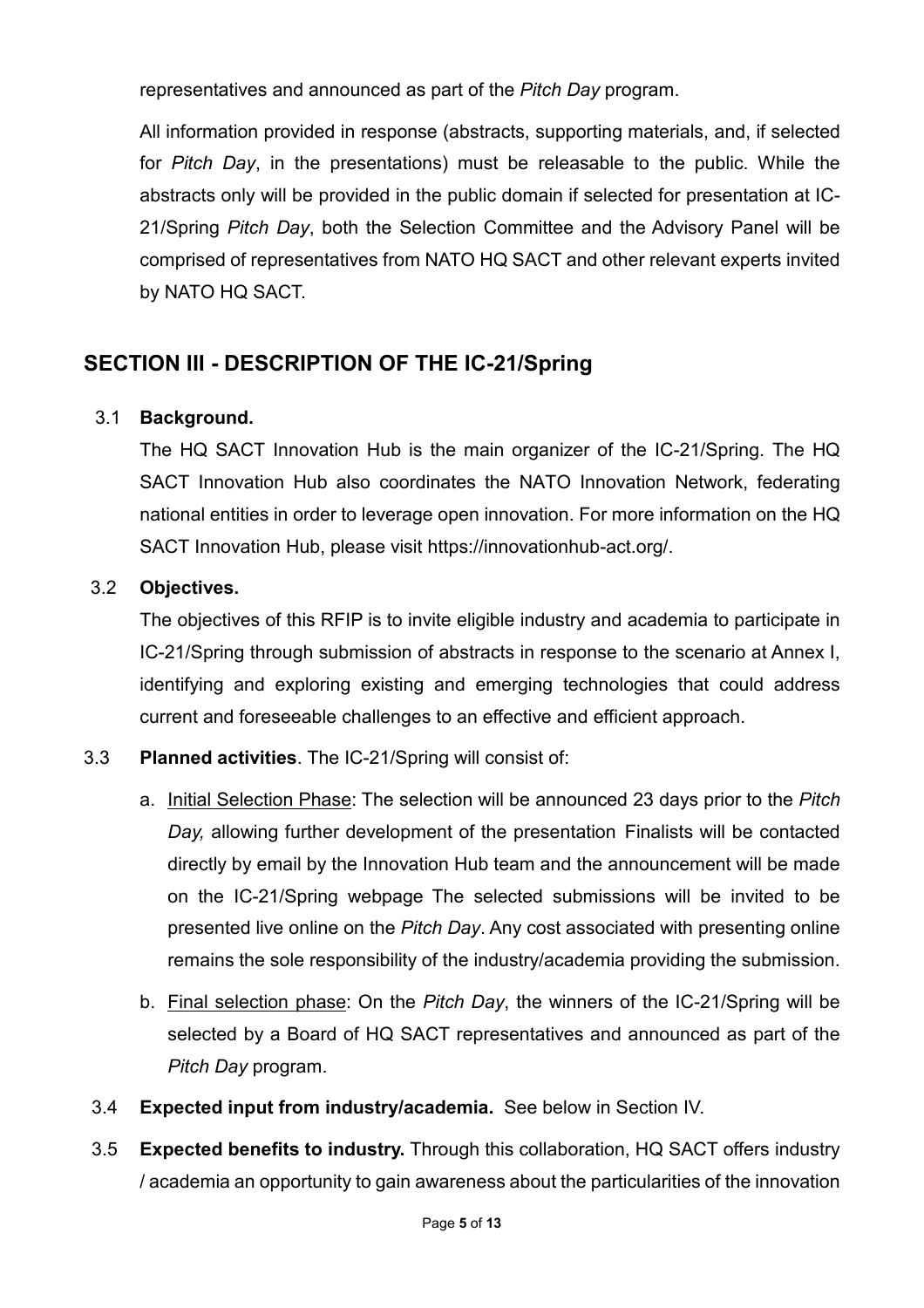representatives and announced as part of the *Pitch Day* program.

All information provided in response (abstracts, supporting materials, and, if selected for *Pitch Day*, in the presentations) must be releasable to the public. While the abstracts only will be provided in the public domain if selected for presentation at IC-21/Spring *Pitch Day*, both the Selection Committee and the Advisory Panel will be comprised of representatives from NATO HQ SACT and other relevant experts invited by NATO HQ SACT.

## SECTION III - DESCRIPTION OF THE IC-21/Spring

3.1 **Background.**

The HQ SACT Innovation Hub is the main organizer of the IC-21/Spring. The HQ SACT Innovation Hub also coordinates the NATO Innovation Network, federating national entities in order to leverage open innovation. For more information on the HQ SACT Innovation Hub, please visit https://innovationhub-act.org/.

3.2 **Objectives.**

The objectives of this RFIP is to invite eligible industry and academia to participate in IC-21/Spring through submission of abstracts in response to the scenario at Annex I, identifying and exploring existing and emerging technologies that could address current and foreseeable challenges to an effective and efficient approach.

3.3 **Planned activities**. The IC-21/Spring will consist of:

a. Initial Selection Phase: The selection will be announced 23 days prior to the *Pitch Day,* allowing further development of the presentation Finalists will be contacted directly by email by the Innovation Hub team and the announcement will be made on the IC-21/Spring webpage The selected submissions will be invited to be presented live online on the *Pitch Day*. Any cost associated with presenting online remains the sole responsibility of the industry/academia providing the submission.

b. Final selection phase: On the *Pitch Day*, the winners of the IC-21/Spring will be selected by a Board of HQ SACT representatives and announced as part of the *Pitch Day* program.

3.4 **Expected input from industry/academia.** See below in Section IV.

3.5 **Expected benefits to industry.** Through this collaboration, HQ SACT offers industry / academia an opportunity to gain awareness about the particularities of the innovation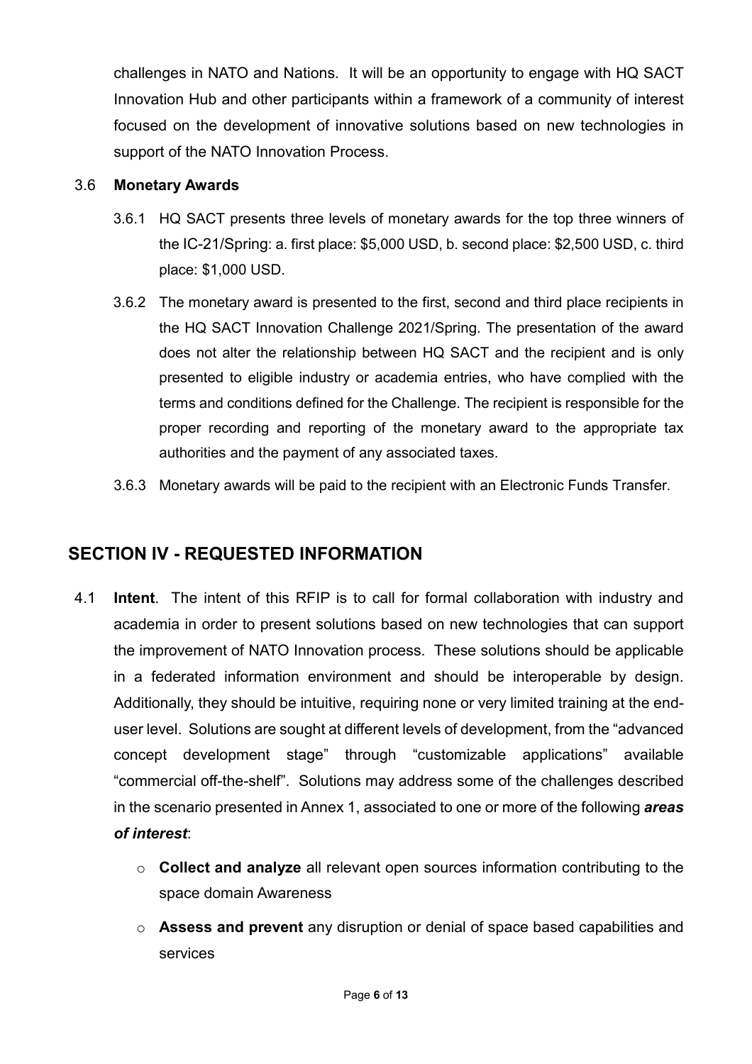challenges in NATO and Nations. It will be an opportunity to engage with HQ SACT Innovation Hub and other participants within a framework of a community of interest focused on the development of innovative solutions based on new technologies in support of the NATO Innovation Process.

3.6 **Monetary Awards**

3.6.1 HQ SACT presents three levels of monetary awards for the top three winners of the IC-21/Spring: a. first place: $5,000 USD, b. second place: $2,500 USD, c. third place: $1,000 USD.

3.6.2 The monetary award is presented to the first, second and third place recipients in the HQ SACT Innovation Challenge 2021/Spring. The presentation of the award does not alter the relationship between HQ SACT and the recipient and is only presented to eligible industry or academia entries, who have complied with the terms and conditions defined for the Challenge. The recipient is responsible for the proper recording and reporting of the monetary award to the appropriate tax authorities and the payment of any associated taxes.

3.6.3 Monetary awards will be paid to the recipient with an Electronic Funds Transfer.

## SECTION IV - REQUESTED INFORMATION

4.1 **Intent**. The intent of this RFIP is to call for formal collaboration with industry and academia in order to present solutions based on new technologies that can support the improvement of NATO Innovation process. These solutions should be applicable in a federated information environment and should be interoperable by design. Additionally, they should be intuitive, requiring none or very limited training at the end-user level. Solutions are sought at different levels of development, from the "advanced concept development stage" through "customizable applications" available "commercial off-the-shelf". Solutions may address some of the challenges described in the scenario presented in Annex 1, associated to one or more of the following ***areas of interest***:

- **Collect and analyze** all relevant open sources information contributing to the space domain Awareness
- **Assess and prevent** any disruption or denial of space based capabilities and services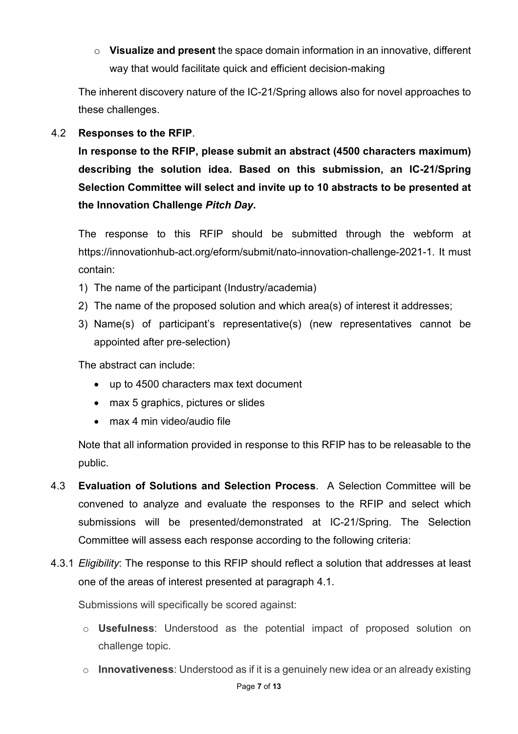- **Visualize and present** the space domain information in an innovative, different way that would facilitate quick and efficient decision-making

The inherent discovery nature of the IC-21/Spring allows also for novel approaches to these challenges.

4.2 **Responses to the RFIP**.

**In response to the RFIP, please submit an abstract (4500 characters maximum) describing the solution idea. Based on this submission, an IC-21/Spring Selection Committee will select and invite up to 10 abstracts to be presented at the Innovation Challenge *Pitch Day*.**

The response to this RFIP should be submitted through the webform at https://innovationhub-act.org/eform/submit/nato-innovation-challenge-2021-1. It must contain:

1) The name of the participant (Industry/academia)
2) The name of the proposed solution and which area(s) of interest it addresses;
3) Name(s) of participant's representative(s) (new representatives cannot be appointed after pre-selection)

The abstract can include:

- up to 4500 characters max text document
- max 5 graphics, pictures or slides
- max 4 min video/audio file

Note that all information provided in response to this RFIP has to be releasable to the public.

4.3 **Evaluation of Solutions and Selection Process**. A Selection Committee will be convened to analyze and evaluate the responses to the RFIP and select which submissions will be presented/demonstrated at IC-21/Spring. The Selection Committee will assess each response according to the following criteria:

4.3.1 *Eligibility*: The response to this RFIP should reflect a solution that addresses at least one of the areas of interest presented at paragraph 4.1.

Submissions will specifically be scored against:

- **Usefulness**: Understood as the potential impact of proposed solution on challenge topic.
- **Innovativeness**: Understood as if it is a genuinely new idea or an already existing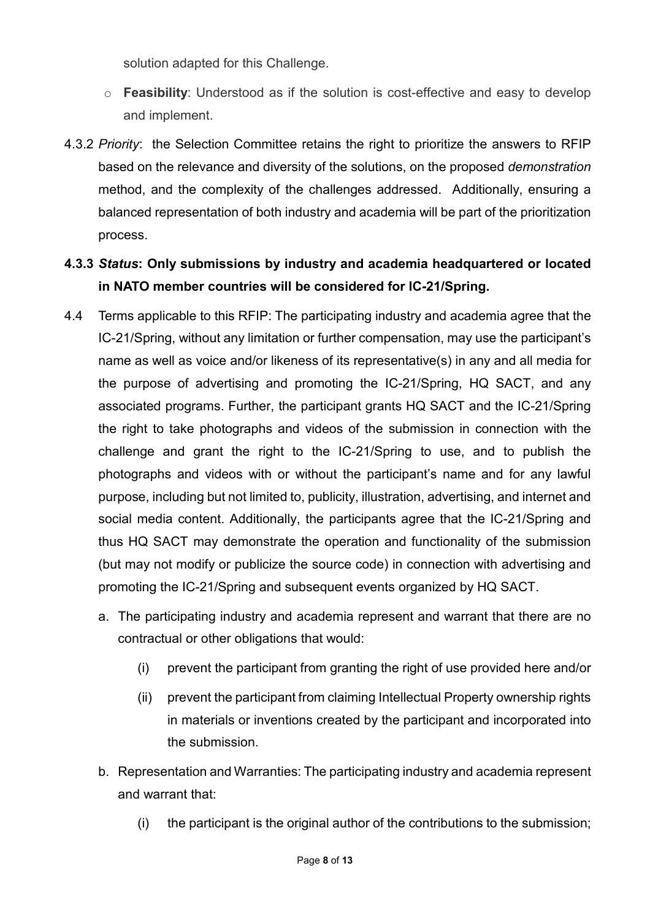solution adapted for this Challenge.

- **Feasibility**: Understood as if the solution is cost-effective and easy to develop and implement.

4.3.2 *Priority*: the Selection Committee retains the right to prioritize the answers to RFIP based on the relevance and diversity of the solutions, on the proposed *demonstration* method, and the complexity of the challenges addressed. Additionally, ensuring a balanced representation of both industry and academia will be part of the prioritization process.

**4.3.3 *Status*: Only submissions by industry and academia headquartered or located in NATO member countries will be considered for IC-21/Spring.**

4.4 Terms applicable to this RFIP: The participating industry and academia agree that the IC-21/Spring, without any limitation or further compensation, may use the participant's name as well as voice and/or likeness of its representative(s) in any and all media for the purpose of advertising and promoting the IC-21/Spring, HQ SACT, and any associated programs. Further, the participant grants HQ SACT and the IC-21/Spring the right to take photographs and videos of the submission in connection with the challenge and grant the right to the IC-21/Spring to use, and to publish the photographs and videos with or without the participant's name and for any lawful purpose, including but not limited to, publicity, illustration, advertising, and internet and social media content. Additionally, the participants agree that the IC-21/Spring and thus HQ SACT may demonstrate the operation and functionality of the submission (but may not modify or publicize the source code) in connection with advertising and promoting the IC-21/Spring and subsequent events organized by HQ SACT.

a. The participating industry and academia represent and warrant that there are no contractual or other obligations that would:

   (i) prevent the participant from granting the right of use provided here and/or

   (ii) prevent the participant from claiming Intellectual Property ownership rights in materials or inventions created by the participant and incorporated into the submission.

b. Representation and Warranties: The participating industry and academia represent and warrant that:

   (i) the participant is the original author of the contributions to the submission;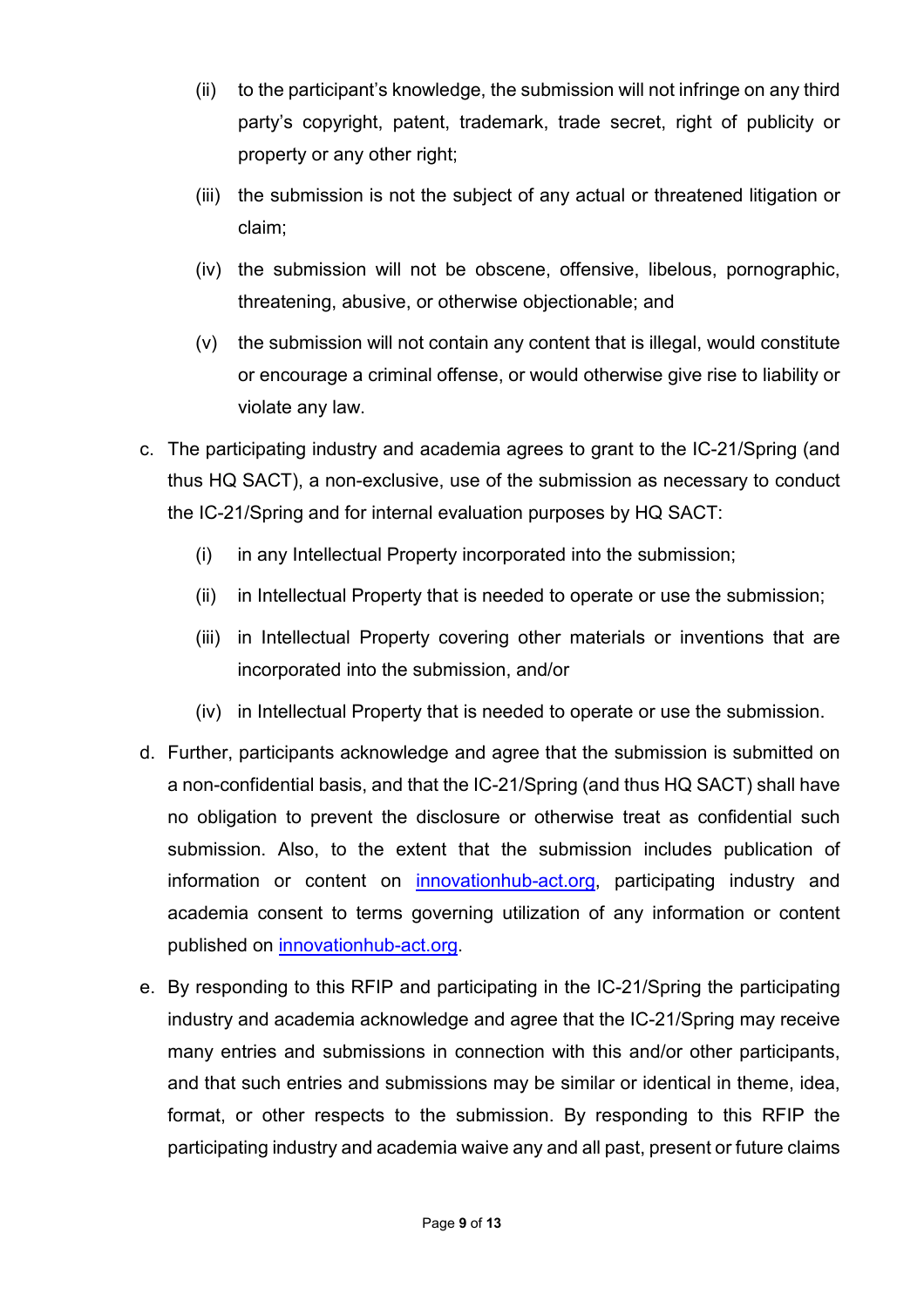(ii) to the participant's knowledge, the submission will not infringe on any third party's copyright, patent, trademark, trade secret, right of publicity or property or any other right;

(iii) the submission is not the subject of any actual or threatened litigation or claim;

(iv) the submission will not be obscene, offensive, libelous, pornographic, threatening, abusive, or otherwise objectionable; and

(v) the submission will not contain any content that is illegal, would constitute or encourage a criminal offense, or would otherwise give rise to liability or violate any law.

c. The participating industry and academia agrees to grant to the IC-21/Spring (and thus HQ SACT), a non-exclusive, use of the submission as necessary to conduct the IC-21/Spring and for internal evaluation purposes by HQ SACT:

   (i) in any Intellectual Property incorporated into the submission;

   (ii) in Intellectual Property that is needed to operate or use the submission;

   (iii) in Intellectual Property covering other materials or inventions that are incorporated into the submission, and/or

   (iv) in Intellectual Property that is needed to operate or use the submission.

d. Further, participants acknowledge and agree that the submission is submitted on a non-confidential basis, and that the IC-21/Spring (and thus HQ SACT) shall have no obligation to prevent the disclosure or otherwise treat as confidential such submission. Also, to the extent that the submission includes publication of information or content on innovationhub-act.org, participating industry and academia consent to terms governing utilization of any information or content published on innovationhub-act.org.

e. By responding to this RFIP and participating in the IC-21/Spring the participating industry and academia acknowledge and agree that the IC-21/Spring may receive many entries and submissions in connection with this and/or other participants, and that such entries and submissions may be similar or identical in theme, idea, format, or other respects to the submission. By responding to this RFIP the participating industry and academia waive any and all past, present or future claims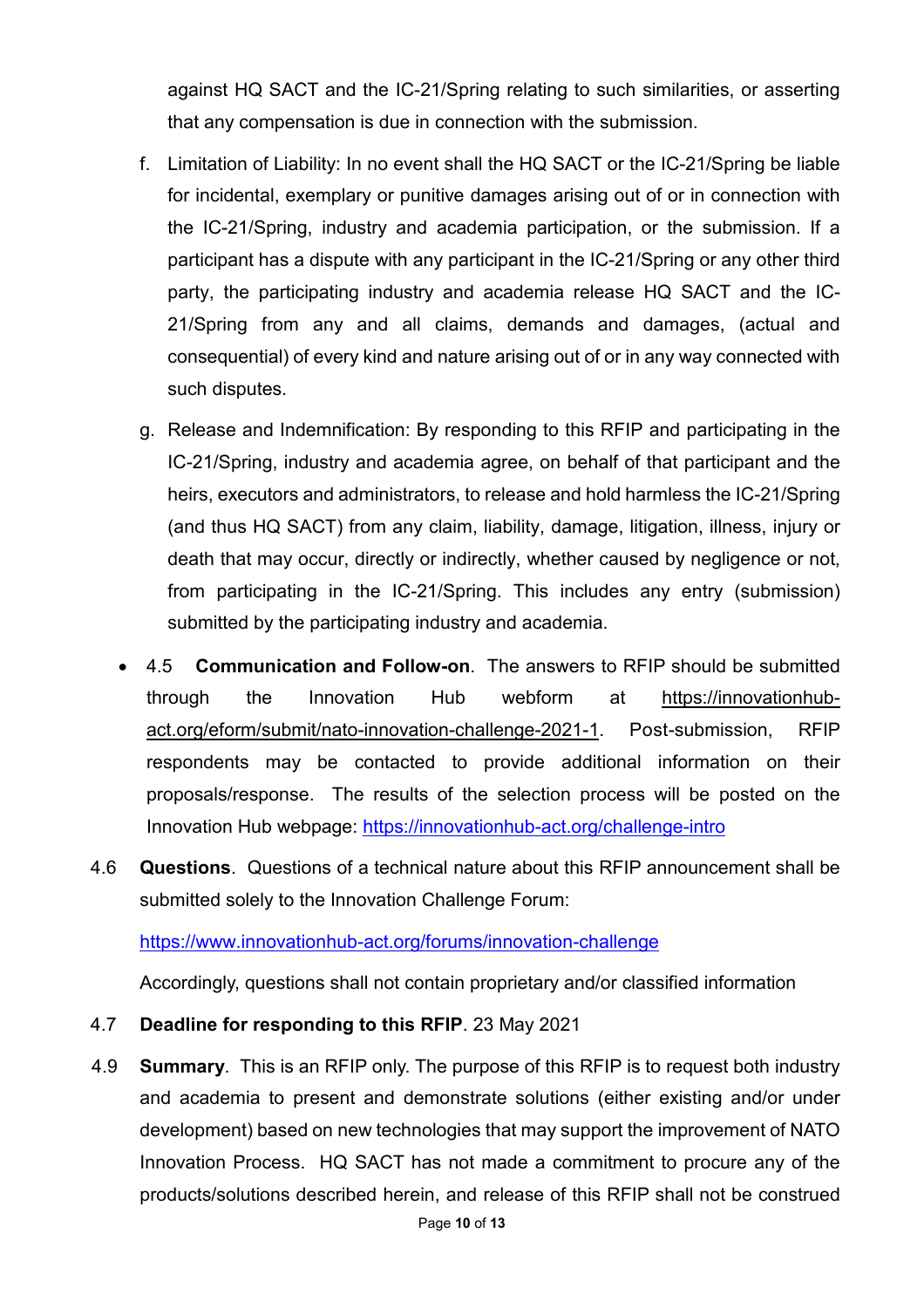against HQ SACT and the IC-21/Spring relating to such similarities, or asserting that any compensation is due in connection with the submission.

f. Limitation of Liability: In no event shall the HQ SACT or the IC-21/Spring be liable for incidental, exemplary or punitive damages arising out of or in connection with the IC-21/Spring, industry and academia participation, or the submission. If a participant has a dispute with any participant in the IC-21/Spring or any other third party, the participating industry and academia release HQ SACT and the IC-21/Spring from any and all claims, demands and damages, (actual and consequential) of every kind and nature arising out of or in any way connected with such disputes.

g. Release and Indemnification: By responding to this RFIP and participating in the IC-21/Spring, industry and academia agree, on behalf of that participant and the heirs, executors and administrators, to release and hold harmless the IC-21/Spring (and thus HQ SACT) from any claim, liability, damage, litigation, illness, injury or death that may occur, directly or indirectly, whether caused by negligence or not, from participating in the IC-21/Spring. This includes any entry (submission) submitted by the participating industry and academia.

- 4.5 **Communication and Follow-on**. The answers to RFIP should be submitted through the Innovation Hub webform at https://innovationhub-act.org/eform/submit/nato-innovation-challenge-2021-1. Post-submission, RFIP respondents may be contacted to provide additional information on their proposals/response. The results of the selection process will be posted on the Innovation Hub webpage: https://innovationhub-act.org/challenge-intro

4.6 **Questions**. Questions of a technical nature about this RFIP announcement shall be submitted solely to the Innovation Challenge Forum:

https://www.innovationhub-act.org/forums/innovation-challenge

Accordingly, questions shall not contain proprietary and/or classified information

4.7 **Deadline for responding to this RFIP**. 23 May 2021

4.9 **Summary**. This is an RFIP only. The purpose of this RFIP is to request both industry and academia to present and demonstrate solutions (either existing and/or under development) based on new technologies that may support the improvement of NATO Innovation Process. HQ SACT has not made a commitment to procure any of the products/solutions described herein, and release of this RFIP shall not be construed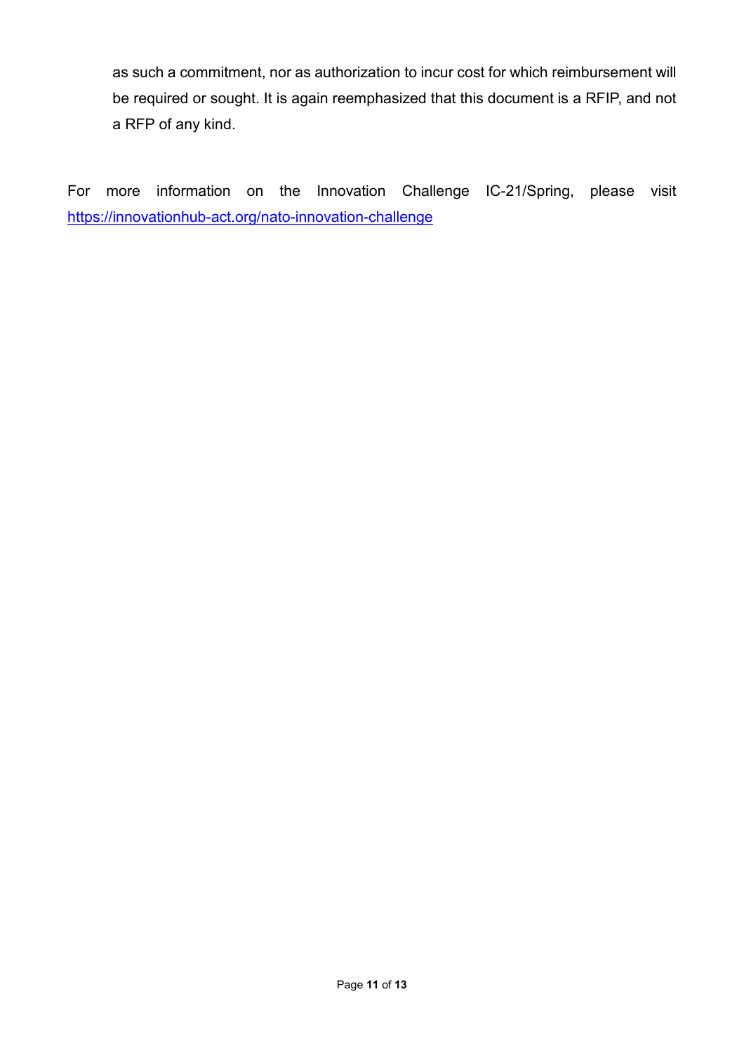as such a commitment, nor as authorization to incur cost for which reimbursement will be required or sought. It is again reemphasized that this document is a RFIP, and not a RFP of any kind.

For more information on the Innovation Challenge IC-21/Spring, please visit [https://innovationhub-act.org/nato-innovation-challenge](https://innovationhub-act.org/nato-innovation-challenge)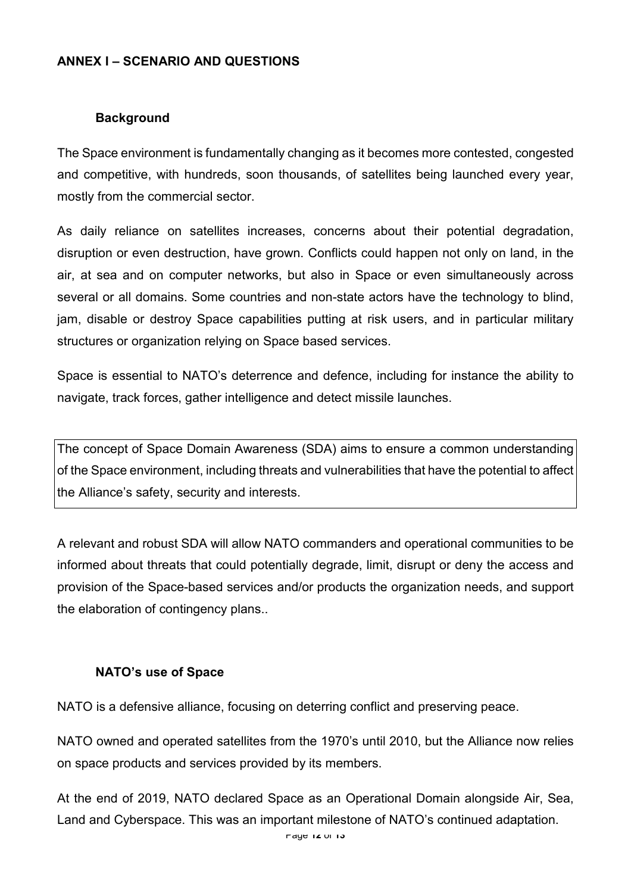## ANNEX I – SCENARIO AND QUESTIONS

### Background

The Space environment is fundamentally changing as it becomes more contested, congested and competitive, with hundreds, soon thousands, of satellites being launched every year, mostly from the commercial sector.

As daily reliance on satellites increases, concerns about their potential degradation, disruption or even destruction, have grown. Conflicts could happen not only on land, in the air, at sea and on computer networks, but also in Space or even simultaneously across several or all domains. Some countries and non-state actors have the technology to blind, jam, disable or destroy Space capabilities putting at risk users, and in particular military structures or organization relying on Space based services.

Space is essential to NATO's deterrence and defence, including for instance the ability to navigate, track forces, gather intelligence and detect missile launches.

The concept of Space Domain Awareness (SDA) aims to ensure a common understanding of the Space environment, including threats and vulnerabilities that have the potential to affect the Alliance's safety, security and interests.

A relevant and robust SDA will allow NATO commanders and operational communities to be informed about threats that could potentially degrade, limit, disrupt or deny the access and provision of the Space-based services and/or products the organization needs, and support the elaboration of contingency plans..

### NATO's use of Space

NATO is a defensive alliance, focusing on deterring conflict and preserving peace.

NATO owned and operated satellites from the 1970's until 2010, but the Alliance now relies on space products and services provided by its members.

At the end of 2019, NATO declared Space as an Operational Domain alongside Air, Sea, Land and Cyberspace. This was an important milestone of NATO's continued adaptation.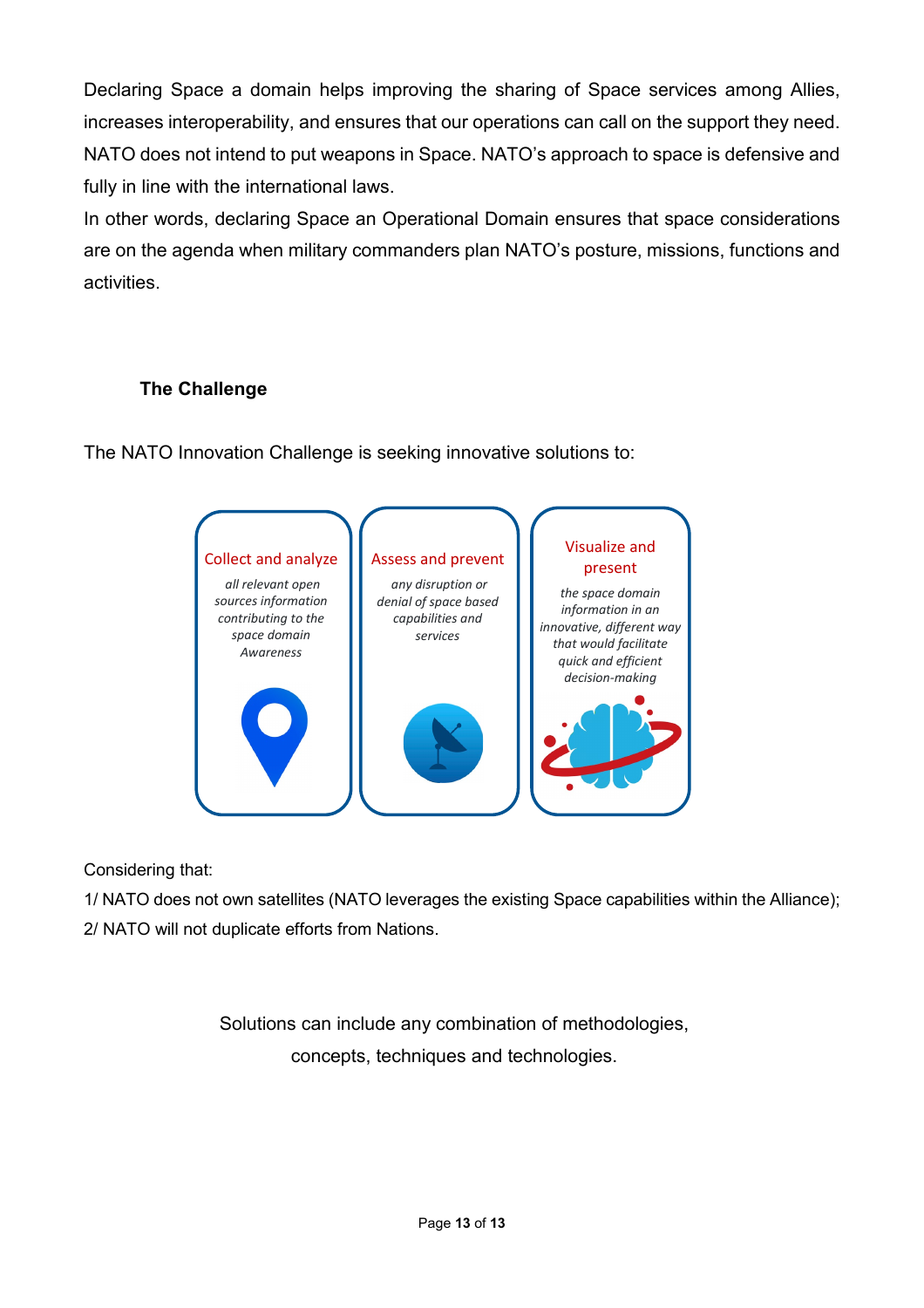Declaring Space a domain helps improving the sharing of Space services among Allies, increases interoperability, and ensures that our operations can call on the support they need. NATO does not intend to put weapons in Space. NATO's approach to space is defensive and fully in line with the international laws.

In other words, declaring Space an Operational Domain ensures that space considerations are on the agenda when military commanders plan NATO's posture, missions, functions and activities.

## The Challenge

The NATO Innovation Challenge is seeking innovative solutions to:

**Collect and analyze**

*all relevant open sources information contributing to the space domain Awareness*

**Assess and prevent**

*any disruption or denial of space based capabilities and services*

**Visualize and present**

*the space domain information in an innovative, different way that would facilitate quick and efficient decision-making*

Considering that:

1/ NATO does not own satellites (NATO leverages the existing Space capabilities within the Alliance);

2/ NATO will not duplicate efforts from Nations.

Solutions can include any combination of methodologies, concepts, techniques and technologies.